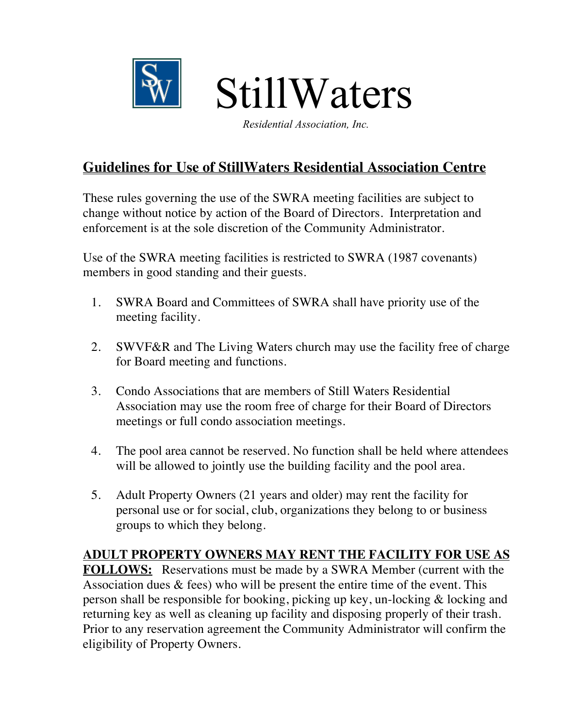# StillWaters

*Residential Association, Inc.*

## Guidelines for Use of StillWaters Residential Association Centre

These rules governing the use of the SWRA meeting facilities are subject to change without notice by action of the Board of Directors. Interpretation and enforcement is at the sole discretion of the Community Administrator.

Use of the SWRA meeting facilities is restricted to SWRA (1987 covenants) members in good standing and their guests.

1. SWRA Board and Committees of SWRA shall have priority use of the meeting facility.

2. SWVF&R and The Living Waters church may use the facility free of charge for Board meeting and functions.

3. Condo Associations that are members of Still Waters Residential Association may use the room free of charge for their Board of Directors meetings or full condo association meetings.

4. The pool area cannot be reserved. No function shall be held where attendees will be allowed to jointly use the building facility and the pool area.

5. Adult Property Owners (21 years and older) may rent the facility for personal use or for social, club, organizations they belong to or business groups to which they belong.

**ADULT PROPERTY OWNERS MAY RENT THE FACILITY FOR USE AS FOLLOWS:** Reservations must be made by a SWRA Member (current with the Association dues & fees) who will be present the entire time of the event. This person shall be responsible for booking, picking up key, un-locking & locking and returning key as well as cleaning up facility and disposing properly of their trash. Prior to any reservation agreement the Community Administrator will confirm the eligibility of Property Owners.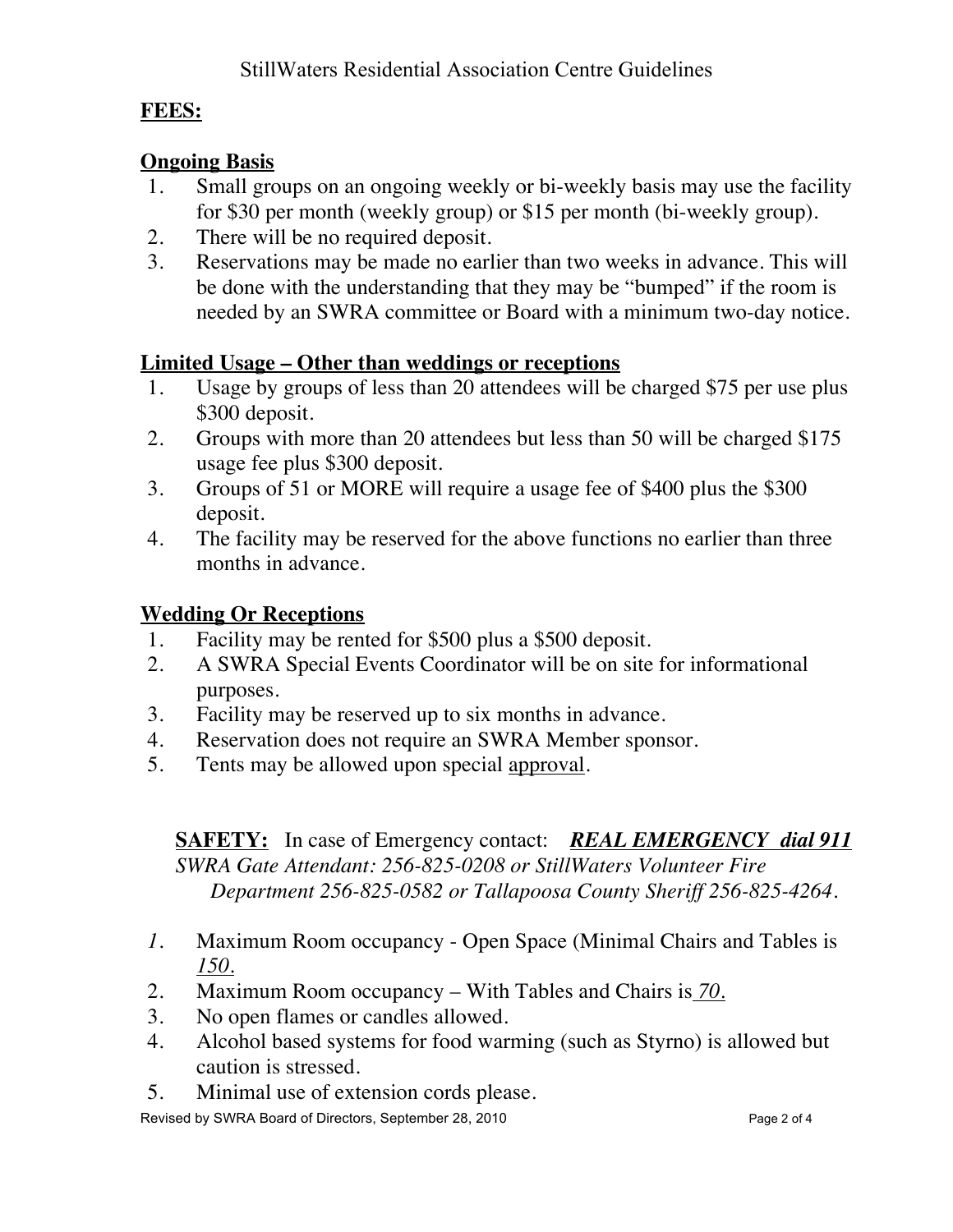**FEES:**

**Ongoing Basis**

1. Small groups on an ongoing weekly or bi-weekly basis may use the facility for $30 per month (weekly group) or $15 per month (bi-weekly group).
2. There will be no required deposit.
3. Reservations may be made no earlier than two weeks in advance. This will be done with the understanding that they may be "bumped" if the room is needed by an SWRA committee or Board with a minimum two-day notice.

**Limited Usage – Other than weddings or receptions**

1. Usage by groups of less than 20 attendees will be charged $75 per use plus $300 deposit.
2. Groups with more than 20 attendees but less than 50 will be charged $175 usage fee plus $300 deposit.
3. Groups of 51 or MORE will require a usage fee of $400 plus the $300 deposit.
4. The facility may be reserved for the above functions no earlier than three months in advance.

**Wedding Or Receptions**

1. Facility may be rented for $500 plus a $500 deposit.
2. A SWRA Special Events Coordinator will be on site for informational purposes.
3. Facility may be reserved up to six months in advance.
4. Reservation does not require an SWRA Member sponsor.
5. Tents may be allowed upon special approval.

**SAFETY:** In case of Emergency contact: ***REAL EMERGENCY dial 911***
*SWRA Gate Attendant: 256-825-0208 or StillWaters Volunteer Fire Department 256-825-0582 or Tallapoosa County Sheriff 256-825-4264.*

1. Maximum Room occupancy - Open Space (Minimal Chairs and Tables is *150.*
2. Maximum Room occupancy – With Tables and Chairs is *70.*
3. No open flames or candles allowed.
4. Alcohol based systems for food warming (such as Styrno) is allowed but caution is stressed.
5. Minimal use of extension cords please.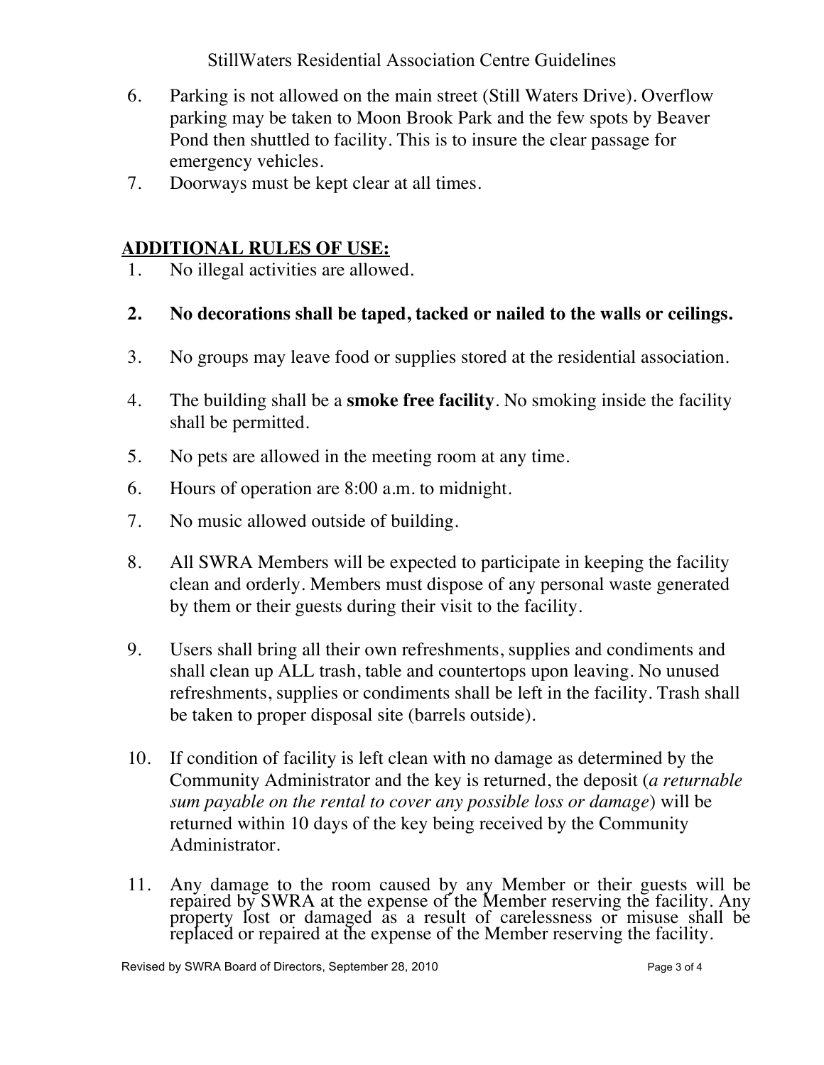6. Parking is not allowed on the main street (Still Waters Drive). Overflow parking may be taken to Moon Brook Park and the few spots by Beaver Pond then shuttled to facility. This is to insure the clear passage for emergency vehicles.
7. Doorways must be kept clear at all times.

## ADDITIONAL RULES OF USE:

1. No illegal activities are allowed.
2. **No decorations shall be taped, tacked or nailed to the walls or ceilings.**
3. No groups may leave food or supplies stored at the residential association.
4. The building shall be a **smoke free facility**. No smoking inside the facility shall be permitted.
5. No pets are allowed in the meeting room at any time.
6. Hours of operation are 8:00 a.m. to midnight.
7. No music allowed outside of building.
8. All SWRA Members will be expected to participate in keeping the facility clean and orderly. Members must dispose of any personal waste generated by them or their guests during their visit to the facility.
9. Users shall bring all their own refreshments, supplies and condiments and shall clean up ALL trash, table and countertops upon leaving. No unused refreshments, supplies or condiments shall be left in the facility. Trash shall be taken to proper disposal site (barrels outside).
10. If condition of facility is left clean with no damage as determined by the Community Administrator and the key is returned, the deposit (*a returnable sum payable on the rental to cover any possible loss or damage*) will be returned within 10 days of the key being received by the Community Administrator.
11. Any damage to the room caused by any Member or their guests will be repaired by SWRA at the expense of the Member reserving the facility. Any property lost or damaged as a result of carelessness or misuse shall be replaced or repaired at the expense of the Member reserving the facility.

Revised by SWRA Board of Directors, September 28, 2010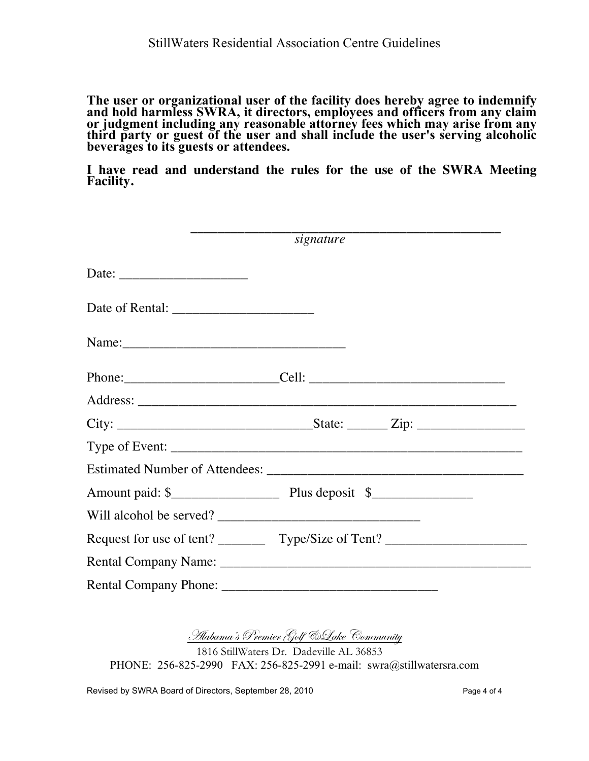**The user or organizational user of the facility does hereby agree to indemnify and hold harmless SWRA, it directors, employees and officers from any claim or judgment including any reasonable attorney fees which may arise from any third party or guest of the user and shall include the user's serving alcoholic beverages to its guests or attendees.**

**I have read and understand the rules for the use of the SWRA Meeting Facility.**

\_\_\_\_\_\_\_\_\_\_\_\_\_\_\_\_\_\_\_\_\_\_\_\_\_\_\_\_\_\_\_\_\_\_\_\_\_\_\_\_\_\_\_\_\_\_\_\_\_\_

*signature*

Date: \_\_\_\_\_\_\_\_\_\_\_\_\_\_\_\_\_\_\_

Date of Rental: \_\_\_\_\_\_\_\_\_\_\_\_\_\_\_\_\_\_\_\_\_\_

Name:\_\_\_\_\_\_\_\_\_\_\_\_\_\_\_\_\_\_\_\_\_\_\_\_\_\_\_\_\_\_\_\_\_\_

Phone:\_\_\_\_\_\_\_\_\_\_\_\_\_\_\_\_\_\_\_\_\_\_\_Cell: \_\_\_\_\_\_\_\_\_\_\_\_\_\_\_\_\_\_\_\_\_\_\_\_\_\_\_\_\_\_

Address: \_\_\_\_\_\_\_\_\_\_\_\_\_\_\_\_\_\_\_\_\_\_\_\_\_\_\_\_\_\_\_\_\_\_\_\_\_\_\_\_\_\_\_\_\_\_\_\_\_\_\_\_\_\_\_\_\_\_\_\_

City: \_\_\_\_\_\_\_\_\_\_\_\_\_\_\_\_\_\_\_\_\_\_\_\_\_\_\_\_\_\_State: \_\_\_\_\_\_ Zip: \_\_\_\_\_\_\_\_\_\_\_\_\_\_\_\_

Type of Event: \_\_\_\_\_\_\_\_\_\_\_\_\_\_\_\_\_\_\_\_\_\_\_\_\_\_\_\_\_\_\_\_\_\_\_\_\_\_\_\_\_\_\_\_\_\_\_\_\_\_\_\_\_

Estimated Number of Attendees: \_\_\_\_\_\_\_\_\_\_\_\_\_\_\_\_\_\_\_\_\_\_\_\_\_\_\_\_\_\_\_\_\_\_\_\_\_\_\_

Amount paid: $\_\_\_\_\_\_\_\_\_\_\_\_\_\_\_\_ Plus deposit $\_\_\_\_\_\_\_\_\_\_\_\_\_\_\_

Will alcohol be served? \_\_\_\_\_\_\_\_\_\_\_\_\_\_\_\_\_\_\_\_\_\_\_\_\_\_\_\_\_\_

Request for use of tent? \_\_\_\_\_\_\_ Type/Size of Tent? \_\_\_\_\_\_\_\_\_\_\_\_\_\_\_\_\_\_\_\_\_

Rental Company Name: \_\_\_\_\_\_\_\_\_\_\_\_\_\_\_\_\_\_\_\_\_\_\_\_\_\_\_\_\_\_\_\_\_\_\_\_\_\_\_\_\_\_\_\_\_\_\_

Rental Company Phone: \_\_\_\_\_\_\_\_\_\_\_\_\_\_\_\_\_\_\_\_\_\_\_\_\_\_\_\_\_\_\_\_\_

*Alabama's Premier Golf & Lake Community*

1816 StillWaters Dr. Dadeville AL 36853

PHONE: 256-825-2990 FAX: 256-825-2991 e-mail: swra@stillwatersra.com

Revised by SWRA Board of Directors, September 28, 2010